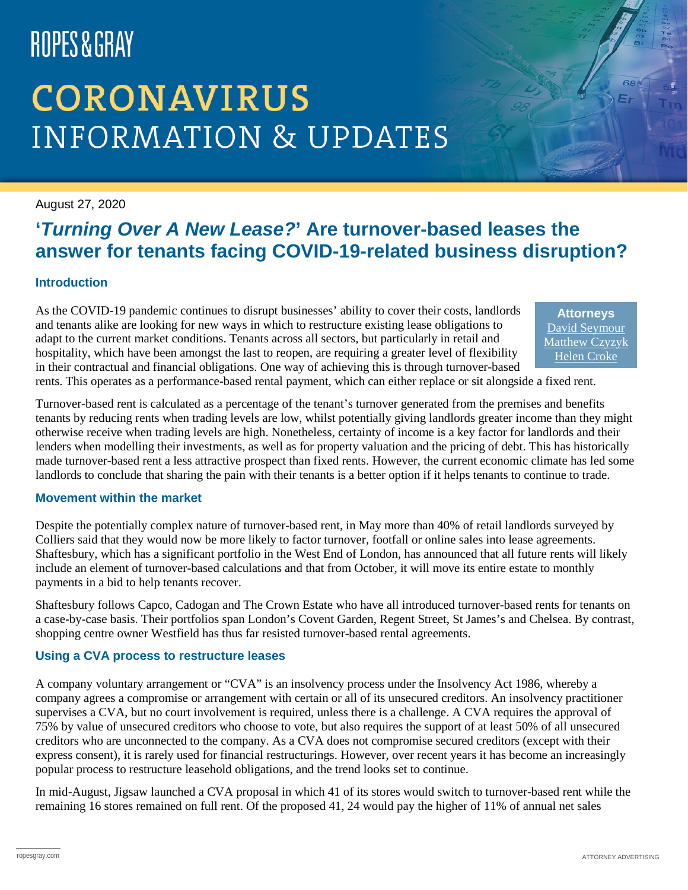ROPES & GRAY

# CORONAVIRUS INFORMATION & UPDATES

August 27, 2020

## '*Turning Over A New Lease?*' Are turnover-based leases the answer for tenants facing COVID-19-related business disruption?

**Attorneys**
David Seymour
Matthew Czyzyk
Helen Croke

### Introduction

As the COVID-19 pandemic continues to disrupt businesses' ability to cover their costs, landlords and tenants alike are looking for new ways in which to restructure existing lease obligations to adapt to the current market conditions. Tenants across all sectors, but particularly in retail and hospitality, which have been amongst the last to reopen, are requiring a greater level of flexibility in their contractual and financial obligations. One way of achieving this is through turnover-based rents. This operates as a performance-based rental payment, which can either replace or sit alongside a fixed rent.

Turnover-based rent is calculated as a percentage of the tenant's turnover generated from the premises and benefits tenants by reducing rents when trading levels are low, whilst potentially giving landlords greater income than they might otherwise receive when trading levels are high. Nonetheless, certainty of income is a key factor for landlords and their lenders when modelling their investments, as well as for property valuation and the pricing of debt. This has historically made turnover-based rent a less attractive prospect than fixed rents. However, the current economic climate has led some landlords to conclude that sharing the pain with their tenants is a better option if it helps tenants to continue to trade.

### Movement within the market

Despite the potentially complex nature of turnover-based rent, in May more than 40% of retail landlords surveyed by Colliers said that they would now be more likely to factor turnover, footfall or online sales into lease agreements. Shaftesbury, which has a significant portfolio in the West End of London, has announced that all future rents will likely include an element of turnover-based calculations and that from October, it will move its entire estate to monthly payments in a bid to help tenants recover.

Shaftesbury follows Capco, Cadogan and The Crown Estate who have all introduced turnover-based rents for tenants on a case-by-case basis. Their portfolios span London's Covent Garden, Regent Street, St James's and Chelsea. By contrast, shopping centre owner Westfield has thus far resisted turnover-based rental agreements.

### Using a CVA process to restructure leases

A company voluntary arrangement or "CVA" is an insolvency process under the Insolvency Act 1986, whereby a company agrees a compromise or arrangement with certain or all of its unsecured creditors. An insolvency practitioner supervises a CVA, but no court involvement is required, unless there is a challenge. A CVA requires the approval of 75% by value of unsecured creditors who choose to vote, but also requires the support of at least 50% of all unsecured creditors who are unconnected to the company. As a CVA does not compromise secured creditors (except with their express consent), it is rarely used for financial restructurings. However, over recent years it has become an increasingly popular process to restructure leasehold obligations, and the trend looks set to continue.

In mid-August, Jigsaw launched a CVA proposal in which 41 of its stores would switch to turnover-based rent while the remaining 16 stores remained on full rent. Of the proposed 41, 24 would pay the higher of 11% of annual net sales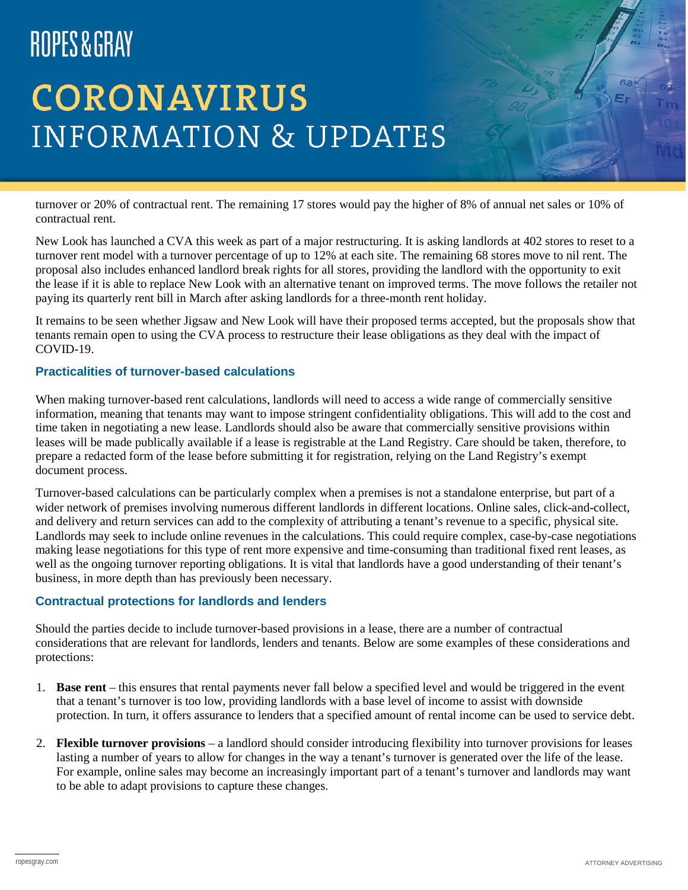turnover or 20% of contractual rent. The remaining 17 stores would pay the higher of 8% of annual net sales or 10% of contractual rent.

New Look has launched a CVA this week as part of a major restructuring. It is asking landlords at 402 stores to reset to a turnover rent model with a turnover percentage of up to 12% at each site. The remaining 68 stores move to nil rent. The proposal also includes enhanced landlord break rights for all stores, providing the landlord with the opportunity to exit the lease if it is able to replace New Look with an alternative tenant on improved terms. The move follows the retailer not paying its quarterly rent bill in March after asking landlords for a three-month rent holiday.

It remains to be seen whether Jigsaw and New Look will have their proposed terms accepted, but the proposals show that tenants remain open to using the CVA process to restructure their lease obligations as they deal with the impact of COVID-19.

### Practicalities of turnover-based calculations

When making turnover-based rent calculations, landlords will need to access a wide range of commercially sensitive information, meaning that tenants may want to impose stringent confidentiality obligations. This will add to the cost and time taken in negotiating a new lease. Landlords should also be aware that commercially sensitive provisions within leases will be made publically available if a lease is registrable at the Land Registry. Care should be taken, therefore, to prepare a redacted form of the lease before submitting it for registration, relying on the Land Registry's exempt document process.

Turnover-based calculations can be particularly complex when a premises is not a standalone enterprise, but part of a wider network of premises involving numerous different landlords in different locations. Online sales, click-and-collect, and delivery and return services can add to the complexity of attributing a tenant's revenue to a specific, physical site. Landlords may seek to include online revenues in the calculations. This could require complex, case-by-case negotiations making lease negotiations for this type of rent more expensive and time-consuming than traditional fixed rent leases, as well as the ongoing turnover reporting obligations. It is vital that landlords have a good understanding of their tenant's business, in more depth than has previously been necessary.

### Contractual protections for landlords and lenders

Should the parties decide to include turnover-based provisions in a lease, there are a number of contractual considerations that are relevant for landlords, lenders and tenants. Below are some examples of these considerations and protections:

1. **Base rent** – this ensures that rental payments never fall below a specified level and would be triggered in the event that a tenant's turnover is too low, providing landlords with a base level of income to assist with downside protection. In turn, it offers assurance to lenders that a specified amount of rental income can be used to service debt.

2. **Flexible turnover provisions** – a landlord should consider introducing flexibility into turnover provisions for leases lasting a number of years to allow for changes in the way a tenant's turnover is generated over the life of the lease. For example, online sales may become an increasingly important part of a tenant's turnover and landlords may want to be able to adapt provisions to capture these changes.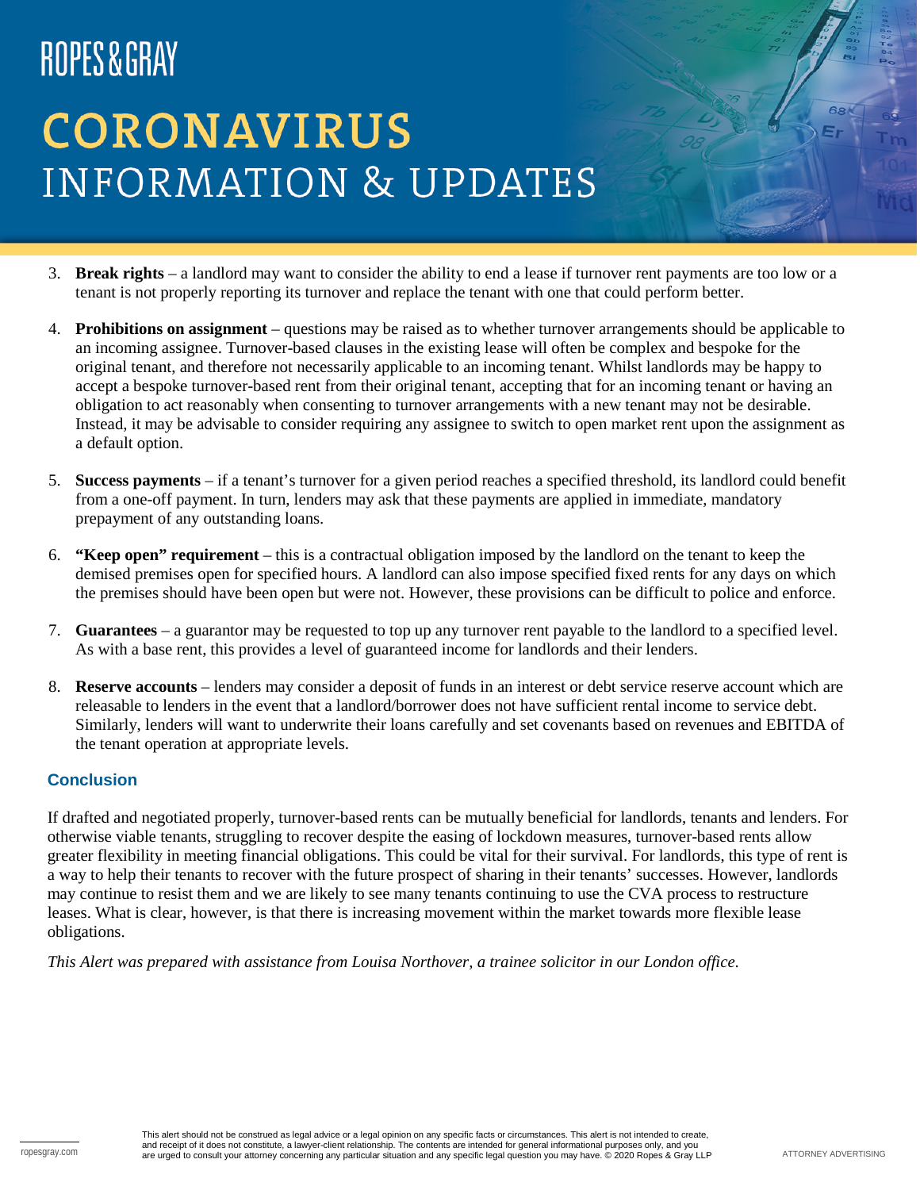3. **Break rights** – a landlord may want to consider the ability to end a lease if turnover rent payments are too low or a tenant is not properly reporting its turnover and replace the tenant with one that could perform better.

4. **Prohibitions on assignment** – questions may be raised as to whether turnover arrangements should be applicable to an incoming assignee. Turnover-based clauses in the existing lease will often be complex and bespoke for the original tenant, and therefore not necessarily applicable to an incoming tenant. Whilst landlords may be happy to accept a bespoke turnover-based rent from their original tenant, accepting that for an incoming tenant or having an obligation to act reasonably when consenting to turnover arrangements with a new tenant may not be desirable. Instead, it may be advisable to consider requiring any assignee to switch to open market rent upon the assignment as a default option.

5. **Success payments** – if a tenant's turnover for a given period reaches a specified threshold, its landlord could benefit from a one-off payment. In turn, lenders may ask that these payments are applied in immediate, mandatory prepayment of any outstanding loans.

6. **"Keep open" requirement** – this is a contractual obligation imposed by the landlord on the tenant to keep the demised premises open for specified hours. A landlord can also impose specified fixed rents for any days on which the premises should have been open but were not. However, these provisions can be difficult to police and enforce.

7. **Guarantees** – a guarantor may be requested to top up any turnover rent payable to the landlord to a specified level. As with a base rent, this provides a level of guaranteed income for landlords and their lenders.

8. **Reserve accounts** – lenders may consider a deposit of funds in an interest or debt service reserve account which are releasable to lenders in the event that a landlord/borrower does not have sufficient rental income to service debt. Similarly, lenders will want to underwrite their loans carefully and set covenants based on revenues and EBITDA of the tenant operation at appropriate levels.

## Conclusion

If drafted and negotiated properly, turnover-based rents can be mutually beneficial for landlords, tenants and lenders. For otherwise viable tenants, struggling to recover despite the easing of lockdown measures, turnover-based rents allow greater flexibility in meeting financial obligations. This could be vital for their survival. For landlords, this type of rent is a way to help their tenants to recover with the future prospect of sharing in their tenants' successes. However, landlords may continue to resist them and we are likely to see many tenants continuing to use the CVA process to restructure leases. What is clear, however, is that there is increasing movement within the market towards more flexible lease obligations.

*This Alert was prepared with assistance from Louisa Northover, a trainee solicitor in our London office.*

This alert should not be construed as legal advice or a legal opinion on any specific facts or circumstances. This alert is not intended to create, and receipt of it does not constitute, a lawyer-client relationship. The contents are intended for general informational purposes only, and you are urged to consult your attorney concerning any particular situation and any specific legal question you may have. © 2020 Ropes & Gray LLP

ATTORNEY ADVERTISING